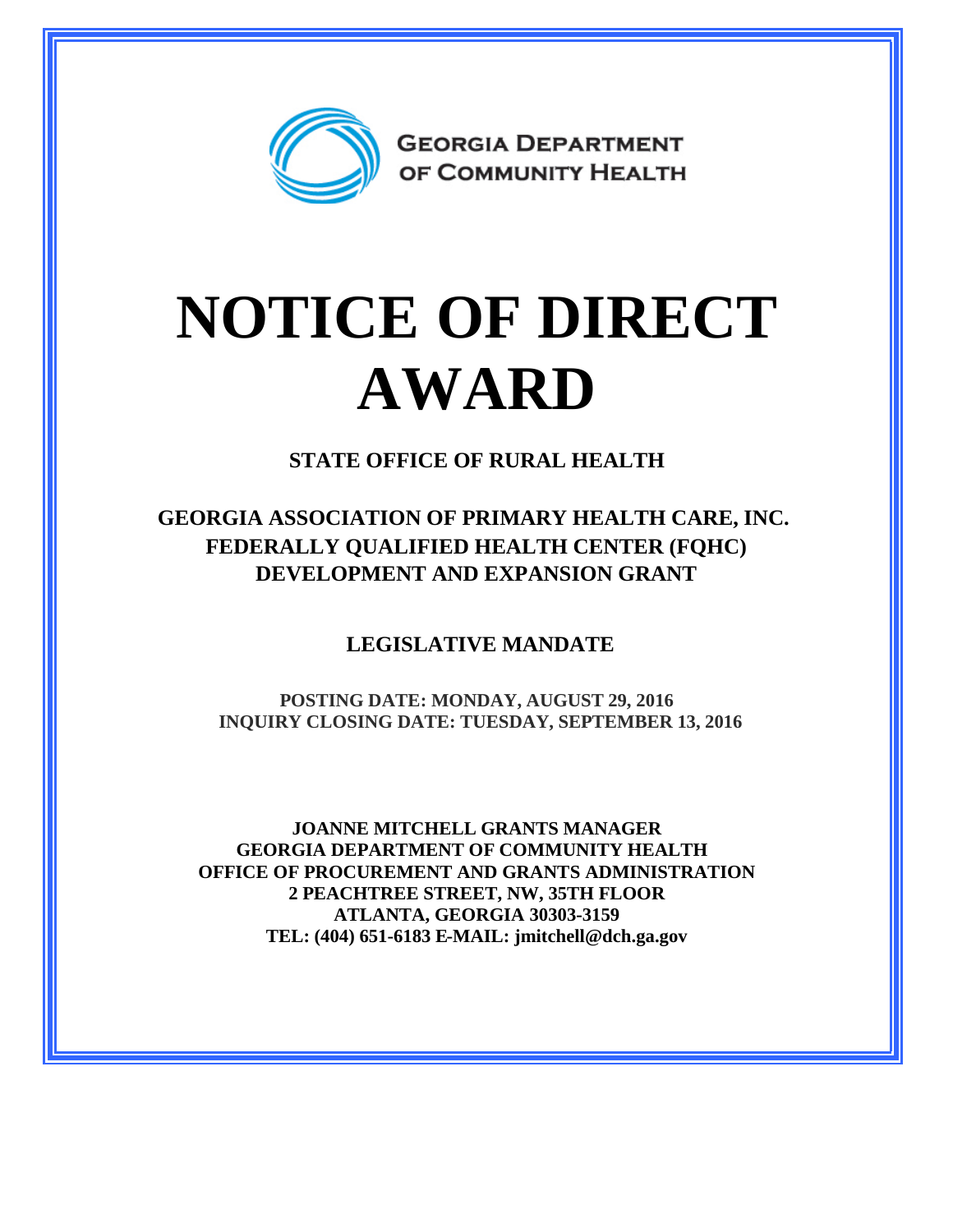GEORGIA DEPARTMENT OF COMMUNITY HEALTH

# NOTICE OF DIRECT AWARD

**STATE OFFICE OF RURAL HEALTH**

**GEORGIA ASSOCIATION OF PRIMARY HEALTH CARE, INC.**
**FEDERALLY QUALIFIED HEALTH CENTER (FQHC)**
**DEVELOPMENT AND EXPANSION GRANT**

**LEGISLATIVE MANDATE**

**POSTING DATE: MONDAY, AUGUST 29, 2016**
**INQUIRY CLOSING DATE: TUESDAY, SEPTEMBER 13, 2016**

**JOANNE MITCHELL GRANTS MANAGER**
**GEORGIA DEPARTMENT OF COMMUNITY HEALTH**
**OFFICE OF PROCUREMENT AND GRANTS ADMINISTRATION**
**2 PEACHTREE STREET, NW, 35TH FLOOR**
**ATLANTA, GEORGIA 30303-3159**
**TEL: (404) 651-6183 E-MAIL: jmitchell@dch.ga.gov**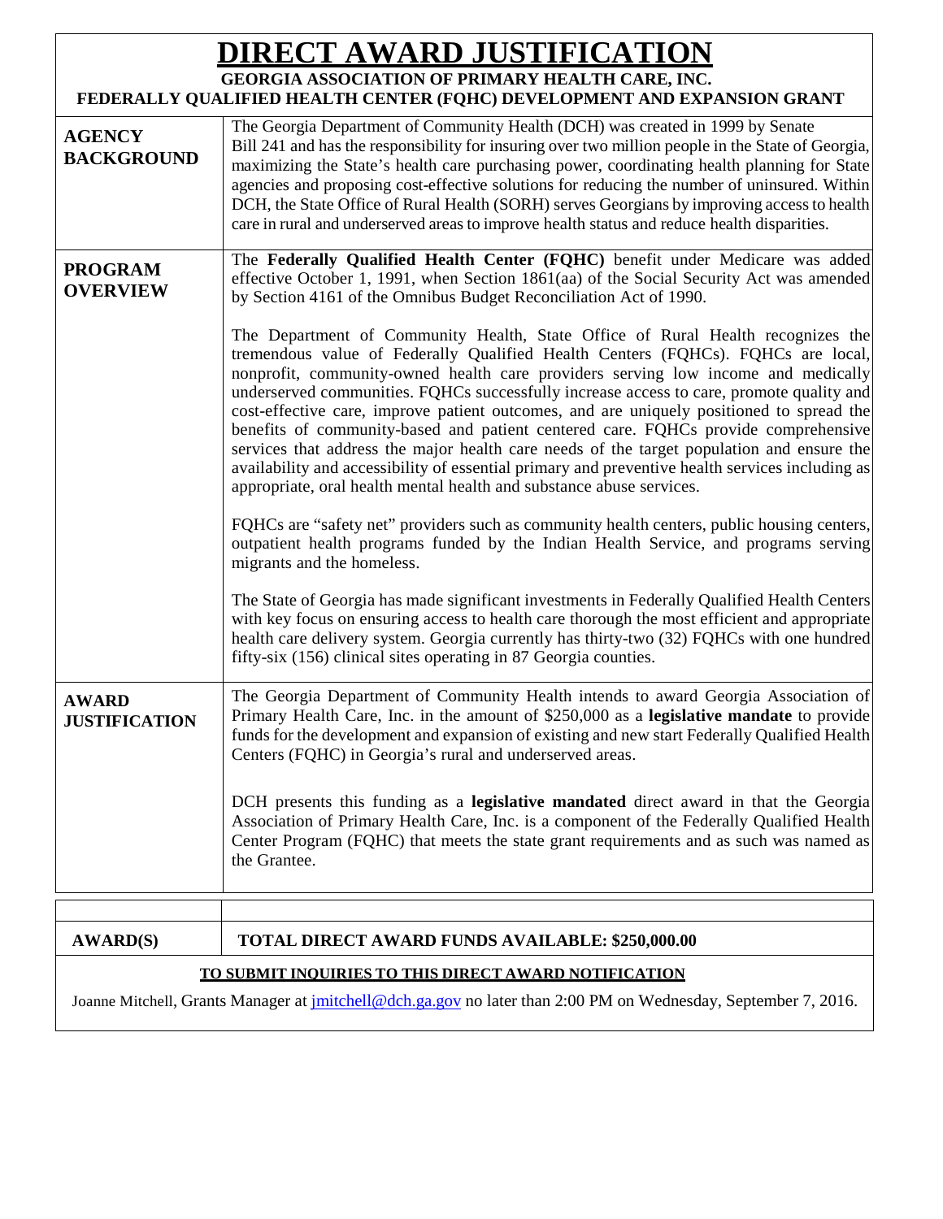# DIRECT AWARD JUSTIFICATION

**GEORGIA ASSOCIATION OF PRIMARY HEALTH CARE, INC.**
**FEDERALLY QUALIFIED HEALTH CENTER (FQHC) DEVELOPMENT AND EXPANSION GRANT**

| | |
|---|---|
| **AGENCY BACKGROUND** | The Georgia Department of Community Health (DCH) was created in 1999 by Senate Bill 241 and has the responsibility for insuring over two million people in the State of Georgia, maximizing the State's health care purchasing power, coordinating health planning for State agencies and proposing cost-effective solutions for reducing the number of uninsured. Within DCH, the State Office of Rural Health (SORH) serves Georgians by improving access to health care in rural and underserved areas to improve health status and reduce health disparities. |
| **PROGRAM OVERVIEW** | The **Federally Qualified Health Center (FQHC)** benefit under Medicare was added effective October 1, 1991, when Section 1861(aa) of the Social Security Act was amended by Section 4161 of the Omnibus Budget Reconciliation Act of 1990.<br><br>The Department of Community Health, State Office of Rural Health recognizes the tremendous value of Federally Qualified Health Centers (FQHCs). FQHCs are local, nonprofit, community-owned health care providers serving low income and medically underserved communities. FQHCs successfully increase access to care, promote quality and cost-effective care, improve patient outcomes, and are uniquely positioned to spread the benefits of community-based and patient centered care. FQHCs provide comprehensive services that address the major health care needs of the target population and ensure the availability and accessibility of essential primary and preventive health services including as appropriate, oral health mental health and substance abuse services.<br><br>FQHCs are "safety net" providers such as community health centers, public housing centers, outpatient health programs funded by the Indian Health Service, and programs serving migrants and the homeless.<br><br>The State of Georgia has made significant investments in Federally Qualified Health Centers with key focus on ensuring access to health care thorough the most efficient and appropriate health care delivery system. Georgia currently has thirty-two (32) FQHCs with one hundred fifty-six (156) clinical sites operating in 87 Georgia counties. |
| **AWARD JUSTIFICATION** | The Georgia Department of Community Health intends to award Georgia Association of Primary Health Care, Inc. in the amount of $250,000 as a **legislative mandate** to provide funds for the development and expansion of existing and new start Federally Qualified Health Centers (FQHC) in Georgia's rural and underserved areas.<br><br>DCH presents this funding as a **legislative mandated** direct award in that the Georgia Association of Primary Health Care, Inc. is a component of the Federally Qualified Health Center Program (FQHC) that meets the state grant requirements and as such was named as the Grantee. |
| **AWARD(S)** | **TOTAL DIRECT AWARD FUNDS AVAILABLE: $250,000.00** |

**TO SUBMIT INQUIRIES TO THIS DIRECT AWARD NOTIFICATION**

Joanne Mitchell, Grants Manager at jmitchell@dch.ga.gov no later than 2:00 PM on Wednesday, September 7, 2016.